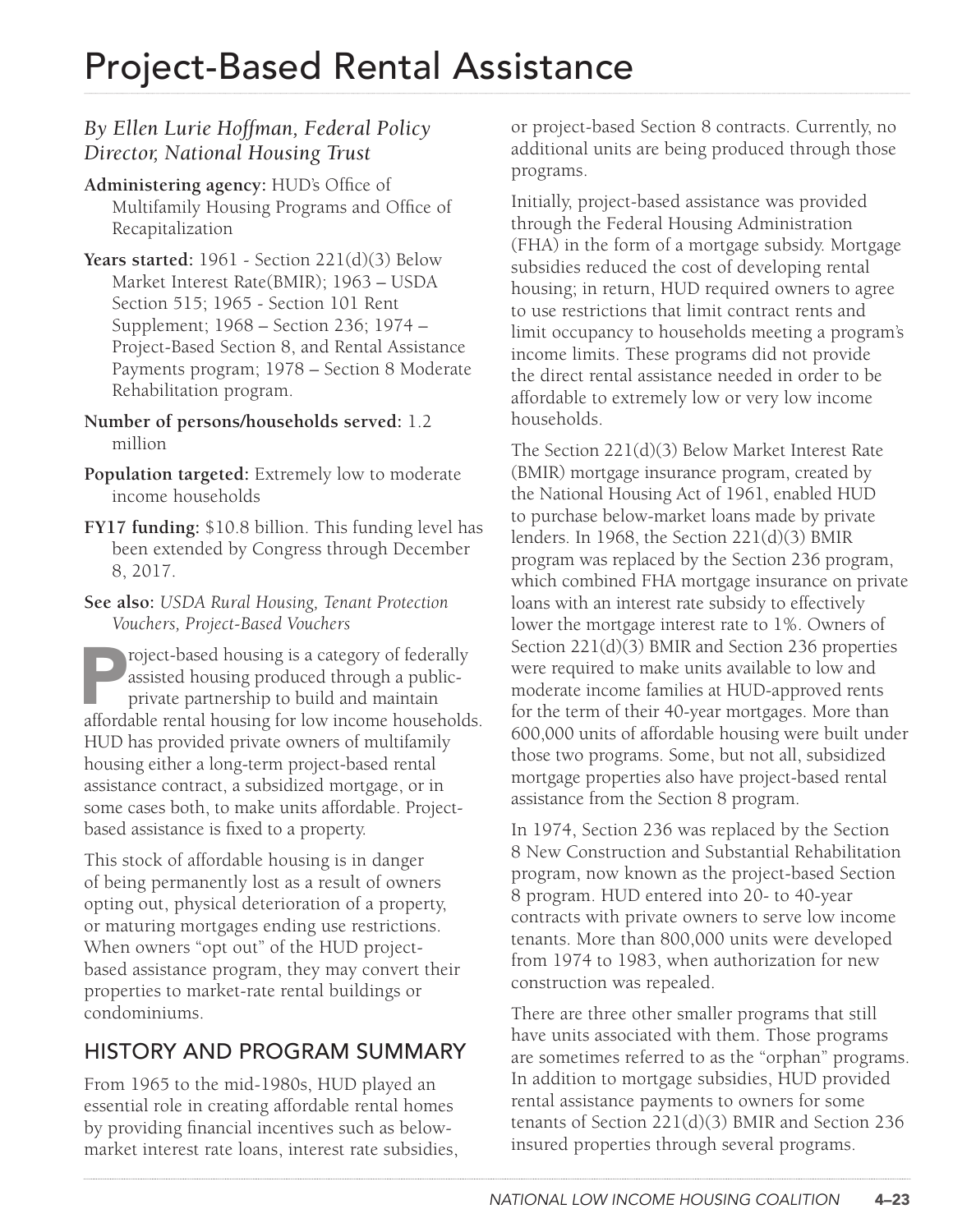# Project-Based Rental Assistance

*By Ellen Lurie Hoffman, Federal Policy Director, National Housing Trust*

**Administering agency:** HUD's Office of Multifamily Housing Programs and Office of Recapitalization

**Years started:** 1961 - Section 221(d)(3) Below Market Interest Rate(BMIR); 1963 – USDA Section 515; 1965 - Section 101 Rent Supplement; 1968 – Section 236; 1974 – Project-Based Section 8, and Rental Assistance Payments program; 1978 – Section 8 Moderate Rehabilitation program.

**Number of persons/households served:** 1.2 million

**Population targeted:** Extremely low to moderate income households

**FY17 funding:** $10.8 billion. This funding level has been extended by Congress through December 8, 2017.

**See also:** *USDA Rural Housing, Tenant Protection Vouchers, Project-Based Vouchers*

Project-based housing is a category of federally assisted housing produced through a public-private partnership to build and maintain affordable rental housing for low income households. HUD has provided private owners of multifamily housing either a long-term project-based rental assistance contract, a subsidized mortgage, or in some cases both, to make units affordable. Project-based assistance is fixed to a property.

This stock of affordable housing is in danger of being permanently lost as a result of owners opting out, physical deterioration of a property, or maturing mortgages ending use restrictions. When owners "opt out" of the HUD project-based assistance program, they may convert their properties to market-rate rental buildings or condominiums.

## HISTORY AND PROGRAM SUMMARY

From 1965 to the mid-1980s, HUD played an essential role in creating affordable rental homes by providing financial incentives such as below-market interest rate loans, interest rate subsidies, or project-based Section 8 contracts. Currently, no additional units are being produced through those programs.

Initially, project-based assistance was provided through the Federal Housing Administration (FHA) in the form of a mortgage subsidy. Mortgage subsidies reduced the cost of developing rental housing; in return, HUD required owners to agree to use restrictions that limit contract rents and limit occupancy to households meeting a program's income limits. These programs did not provide the direct rental assistance needed in order to be affordable to extremely low or very low income households.

The Section 221(d)(3) Below Market Interest Rate (BMIR) mortgage insurance program, created by the National Housing Act of 1961, enabled HUD to purchase below-market loans made by private lenders. In 1968, the Section 221(d)(3) BMIR program was replaced by the Section 236 program, which combined FHA mortgage insurance on private loans with an interest rate subsidy to effectively lower the mortgage interest rate to 1%. Owners of Section 221(d)(3) BMIR and Section 236 properties were required to make units available to low and moderate income families at HUD-approved rents for the term of their 40-year mortgages. More than 600,000 units of affordable housing were built under those two programs. Some, but not all, subsidized mortgage properties also have project-based rental assistance from the Section 8 program.

In 1974, Section 236 was replaced by the Section 8 New Construction and Substantial Rehabilitation program, now known as the project-based Section 8 program. HUD entered into 20- to 40-year contracts with private owners to serve low income tenants. More than 800,000 units were developed from 1974 to 1983, when authorization for new construction was repealed.

There are three other smaller programs that still have units associated with them. Those programs are sometimes referred to as the "orphan" programs. In addition to mortgage subsidies, HUD provided rental assistance payments to owners for some tenants of Section 221(d)(3) BMIR and Section 236 insured properties through several programs.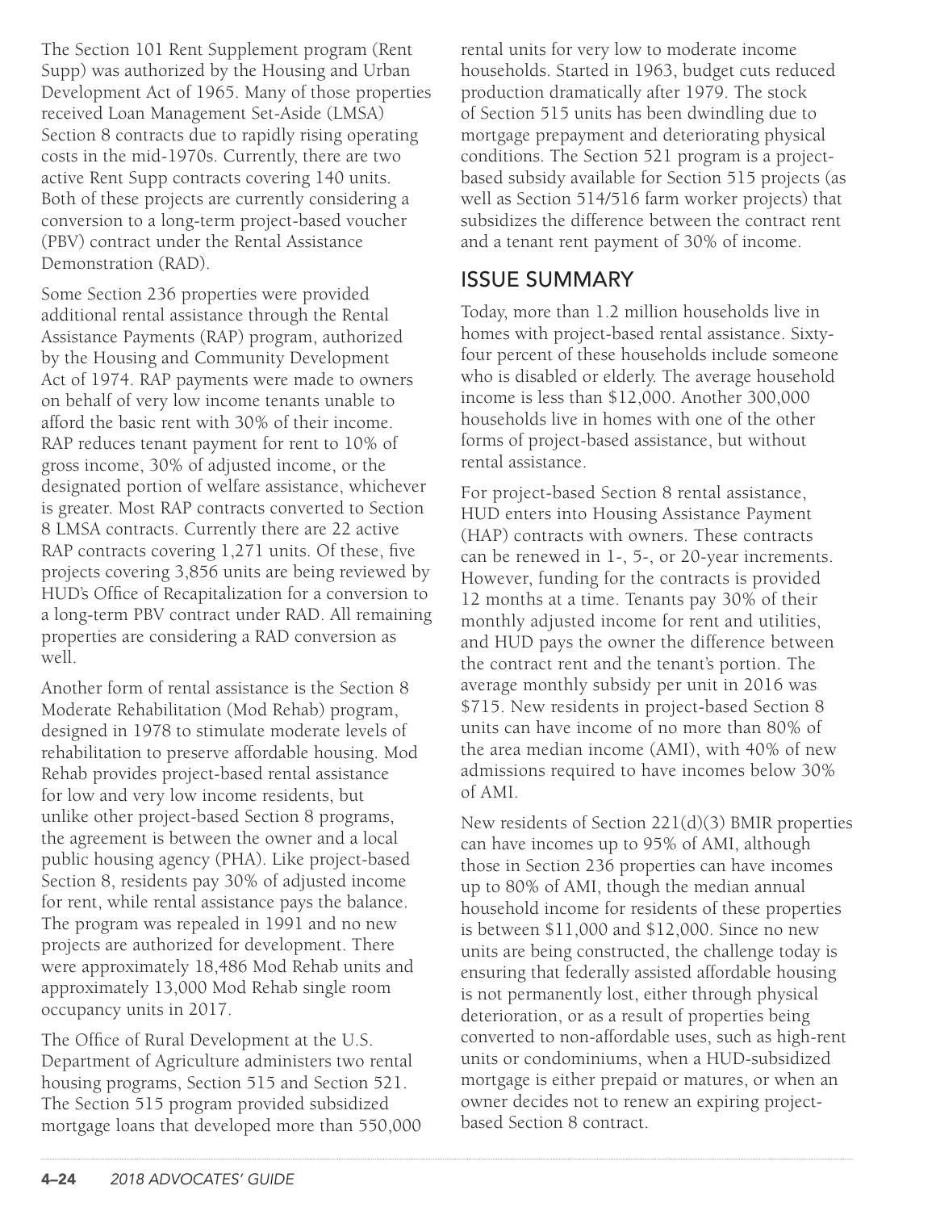The Section 101 Rent Supplement program (Rent Supp) was authorized by the Housing and Urban Development Act of 1965. Many of those properties received Loan Management Set-Aside (LMSA) Section 8 contracts due to rapidly rising operating costs in the mid-1970s. Currently, there are two active Rent Supp contracts covering 140 units. Both of these projects are currently considering a conversion to a long-term project-based voucher (PBV) contract under the Rental Assistance Demonstration (RAD).

Some Section 236 properties were provided additional rental assistance through the Rental Assistance Payments (RAP) program, authorized by the Housing and Community Development Act of 1974. RAP payments were made to owners on behalf of very low income tenants unable to afford the basic rent with 30% of their income. RAP reduces tenant payment for rent to 10% of gross income, 30% of adjusted income, or the designated portion of welfare assistance, whichever is greater. Most RAP contracts converted to Section 8 LMSA contracts. Currently there are 22 active RAP contracts covering 1,271 units. Of these, five projects covering 3,856 units are being reviewed by HUD's Office of Recapitalization for a conversion to a long-term PBV contract under RAD. All remaining properties are considering a RAD conversion as well.

Another form of rental assistance is the Section 8 Moderate Rehabilitation (Mod Rehab) program, designed in 1978 to stimulate moderate levels of rehabilitation to preserve affordable housing. Mod Rehab provides project-based rental assistance for low and very low income residents, but unlike other project-based Section 8 programs, the agreement is between the owner and a local public housing agency (PHA). Like project-based Section 8, residents pay 30% of adjusted income for rent, while rental assistance pays the balance. The program was repealed in 1991 and no new projects are authorized for development. There were approximately 18,486 Mod Rehab units and approximately 13,000 Mod Rehab single room occupancy units in 2017.

The Office of Rural Development at the U.S. Department of Agriculture administers two rental housing programs, Section 515 and Section 521. The Section 515 program provided subsidized mortgage loans that developed more than 550,000 rental units for very low to moderate income households. Started in 1963, budget cuts reduced production dramatically after 1979. The stock of Section 515 units has been dwindling due to mortgage prepayment and deteriorating physical conditions. The Section 521 program is a project-based subsidy available for Section 515 projects (as well as Section 514/516 farm worker projects) that subsidizes the difference between the contract rent and a tenant rent payment of 30% of income.

## ISSUE SUMMARY

Today, more than 1.2 million households live in homes with project-based rental assistance. Sixty-four percent of these households include someone who is disabled or elderly. The average household income is less than $12,000. Another 300,000 households live in homes with one of the other forms of project-based assistance, but without rental assistance.

For project-based Section 8 rental assistance, HUD enters into Housing Assistance Payment (HAP) contracts with owners. These contracts can be renewed in 1-, 5-, or 20-year increments. However, funding for the contracts is provided 12 months at a time. Tenants pay 30% of their monthly adjusted income for rent and utilities, and HUD pays the owner the difference between the contract rent and the tenant's portion. The average monthly subsidy per unit in 2016 was $715. New residents in project-based Section 8 units can have income of no more than 80% of the area median income (AMI), with 40% of new admissions required to have incomes below 30% of AMI.

New residents of Section 221(d)(3) BMIR properties can have incomes up to 95% of AMI, although those in Section 236 properties can have incomes up to 80% of AMI, though the median annual household income for residents of these properties is between $11,000 and $12,000. Since no new units are being constructed, the challenge today is ensuring that federally assisted affordable housing is not permanently lost, either through physical deterioration, or as a result of properties being converted to non-affordable uses, such as high-rent units or condominiums, when a HUD-subsidized mortgage is either prepaid or matures, or when an owner decides not to renew an expiring project-based Section 8 contract.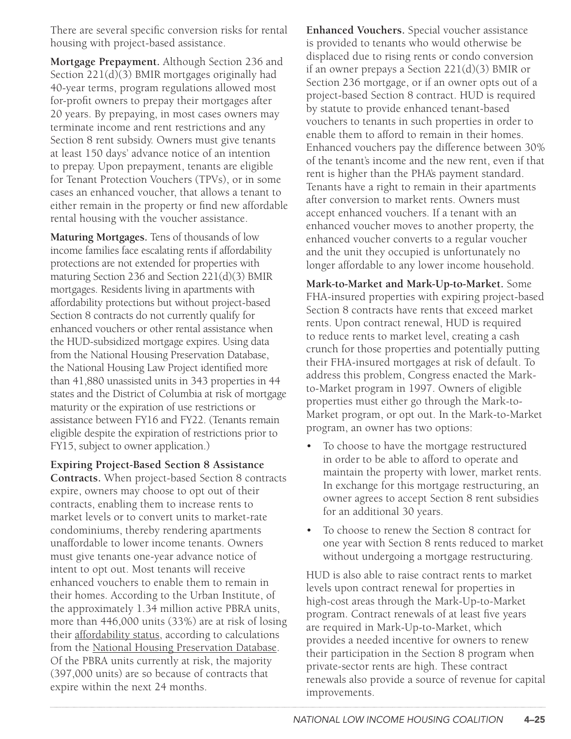There are several specific conversion risks for rental housing with project-based assistance.

**Mortgage Prepayment.** Although Section 236 and Section 221(d)(3) BMIR mortgages originally had 40-year terms, program regulations allowed most for-profit owners to prepay their mortgages after 20 years. By prepaying, in most cases owners may terminate income and rent restrictions and any Section 8 rent subsidy. Owners must give tenants at least 150 days' advance notice of an intention to prepay. Upon prepayment, tenants are eligible for Tenant Protection Vouchers (TPVs), or in some cases an enhanced voucher, that allows a tenant to either remain in the property or find new affordable rental housing with the voucher assistance.

**Maturing Mortgages.** Tens of thousands of low income families face escalating rents if affordability protections are not extended for properties with maturing Section 236 and Section 221(d)(3) BMIR mortgages. Residents living in apartments with affordability protections but without project-based Section 8 contracts do not currently qualify for enhanced vouchers or other rental assistance when the HUD-subsidized mortgage expires. Using data from the National Housing Preservation Database, the National Housing Law Project identified more than 41,880 unassisted units in 343 properties in 44 states and the District of Columbia at risk of mortgage maturity or the expiration of use restrictions or assistance between FY16 and FY22. (Tenants remain eligible despite the expiration of restrictions prior to FY15, subject to owner application.)

**Expiring Project-Based Section 8 Assistance Contracts.** When project-based Section 8 contracts expire, owners may choose to opt out of their contracts, enabling them to increase rents to market levels or to convert units to market-rate condominiums, thereby rendering apartments unaffordable to lower income tenants. Owners must give tenants one-year advance notice of intent to opt out. Most tenants will receive enhanced vouchers to enable them to remain in their homes. According to the Urban Institute, of the approximately 1.34 million active PBRA units, more than 446,000 units (33%) are at risk of losing their affordability status, according to calculations from the National Housing Preservation Database. Of the PBRA units currently at risk, the majority (397,000 units) are so because of contracts that expire within the next 24 months.

**Enhanced Vouchers.** Special voucher assistance is provided to tenants who would otherwise be displaced due to rising rents or condo conversion if an owner prepays a Section 221(d)(3) BMIR or Section 236 mortgage, or if an owner opts out of a project-based Section 8 contract. HUD is required by statute to provide enhanced tenant-based vouchers to tenants in such properties in order to enable them to afford to remain in their homes. Enhanced vouchers pay the difference between 30% of the tenant's income and the new rent, even if that rent is higher than the PHA's payment standard. Tenants have a right to remain in their apartments after conversion to market rents. Owners must accept enhanced vouchers. If a tenant with an enhanced voucher moves to another property, the enhanced voucher converts to a regular voucher and the unit they occupied is unfortunately no longer affordable to any lower income household.

**Mark-to-Market and Mark-Up-to-Market.** Some FHA-insured properties with expiring project-based Section 8 contracts have rents that exceed market rents. Upon contract renewal, HUD is required to reduce rents to market level, creating a cash crunch for those properties and potentially putting their FHA-insured mortgages at risk of default. To address this problem, Congress enacted the Mark-to-Market program in 1997. Owners of eligible properties must either go through the Mark-to-Market program, or opt out. In the Mark-to-Market program, an owner has two options:

- To choose to have the mortgage restructured in order to be able to afford to operate and maintain the property with lower, market rents. In exchange for this mortgage restructuring, an owner agrees to accept Section 8 rent subsidies for an additional 30 years.
- To choose to renew the Section 8 contract for one year with Section 8 rents reduced to market without undergoing a mortgage restructuring.

HUD is also able to raise contract rents to market levels upon contract renewal for properties in high-cost areas through the Mark-Up-to-Market program. Contract renewals of at least five years are required in Mark-Up-to-Market, which provides a needed incentive for owners to renew their participation in the Section 8 program when private-sector rents are high. These contract renewals also provide a source of revenue for capital improvements.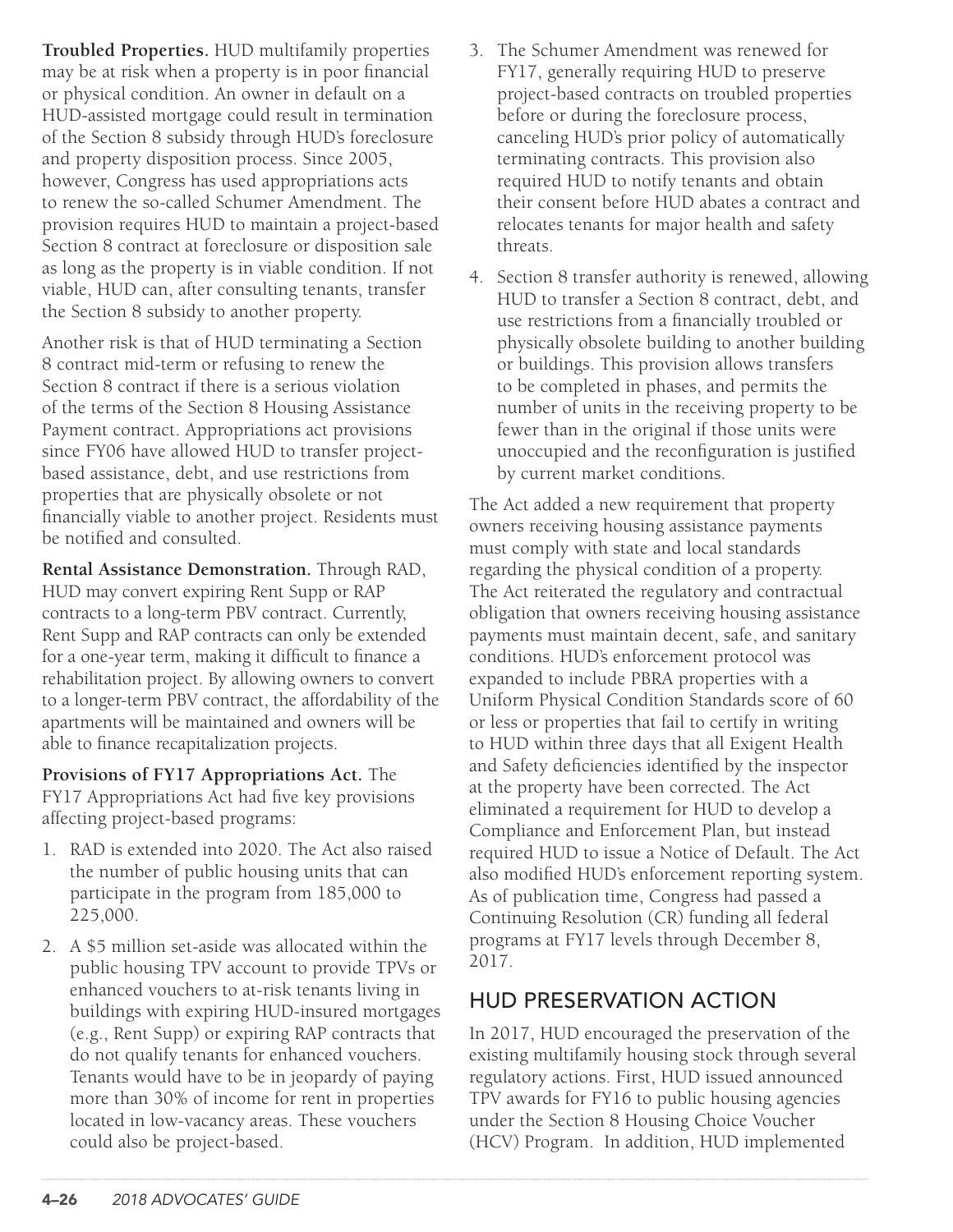**Troubled Properties.** HUD multifamily properties may be at risk when a property is in poor financial or physical condition. An owner in default on a HUD-assisted mortgage could result in termination of the Section 8 subsidy through HUD's foreclosure and property disposition process. Since 2005, however, Congress has used appropriations acts to renew the so-called Schumer Amendment. The provision requires HUD to maintain a project-based Section 8 contract at foreclosure or disposition sale as long as the property is in viable condition. If not viable, HUD can, after consulting tenants, transfer the Section 8 subsidy to another property.

Another risk is that of HUD terminating a Section 8 contract mid-term or refusing to renew the Section 8 contract if there is a serious violation of the terms of the Section 8 Housing Assistance Payment contract. Appropriations act provisions since FY06 have allowed HUD to transfer project-based assistance, debt, and use restrictions from properties that are physically obsolete or not financially viable to another project. Residents must be notified and consulted.

**Rental Assistance Demonstration.** Through RAD, HUD may convert expiring Rent Supp or RAP contracts to a long-term PBV contract. Currently, Rent Supp and RAP contracts can only be extended for a one-year term, making it difficult to finance a rehabilitation project. By allowing owners to convert to a longer-term PBV contract, the affordability of the apartments will be maintained and owners will be able to finance recapitalization projects.

**Provisions of FY17 Appropriations Act.** The FY17 Appropriations Act had five key provisions affecting project-based programs:

1. RAD is extended into 2020. The Act also raised the number of public housing units that can participate in the program from 185,000 to 225,000.
2. A $5 million set-aside was allocated within the public housing TPV account to provide TPVs or enhanced vouchers to at-risk tenants living in buildings with expiring HUD-insured mortgages (e.g., Rent Supp) or expiring RAP contracts that do not qualify tenants for enhanced vouchers. Tenants would have to be in jeopardy of paying more than 30% of income for rent in properties located in low-vacancy areas. These vouchers could also be project-based.
3. The Schumer Amendment was renewed for FY17, generally requiring HUD to preserve project-based contracts on troubled properties before or during the foreclosure process, canceling HUD's prior policy of automatically terminating contracts. This provision also required HUD to notify tenants and obtain their consent before HUD abates a contract and relocates tenants for major health and safety threats.
4. Section 8 transfer authority is renewed, allowing HUD to transfer a Section 8 contract, debt, and use restrictions from a financially troubled or physically obsolete building to another building or buildings. This provision allows transfers to be completed in phases, and permits the number of units in the receiving property to be fewer than in the original if those units were unoccupied and the reconfiguration is justified by current market conditions.

The Act added a new requirement that property owners receiving housing assistance payments must comply with state and local standards regarding the physical condition of a property. The Act reiterated the regulatory and contractual obligation that owners receiving housing assistance payments must maintain decent, safe, and sanitary conditions. HUD's enforcement protocol was expanded to include PBRA properties with a Uniform Physical Condition Standards score of 60 or less or properties that fail to certify in writing to HUD within three days that all Exigent Health and Safety deficiencies identified by the inspector at the property have been corrected. The Act eliminated a requirement for HUD to develop a Compliance and Enforcement Plan, but instead required HUD to issue a Notice of Default. The Act also modified HUD's enforcement reporting system. As of publication time, Congress had passed a Continuing Resolution (CR) funding all federal programs at FY17 levels through December 8, 2017.

## HUD PRESERVATION ACTION

In 2017, HUD encouraged the preservation of the existing multifamily housing stock through several regulatory actions. First, HUD issued announced TPV awards for FY16 to public housing agencies under the Section 8 Housing Choice Voucher (HCV) Program. In addition, HUD implemented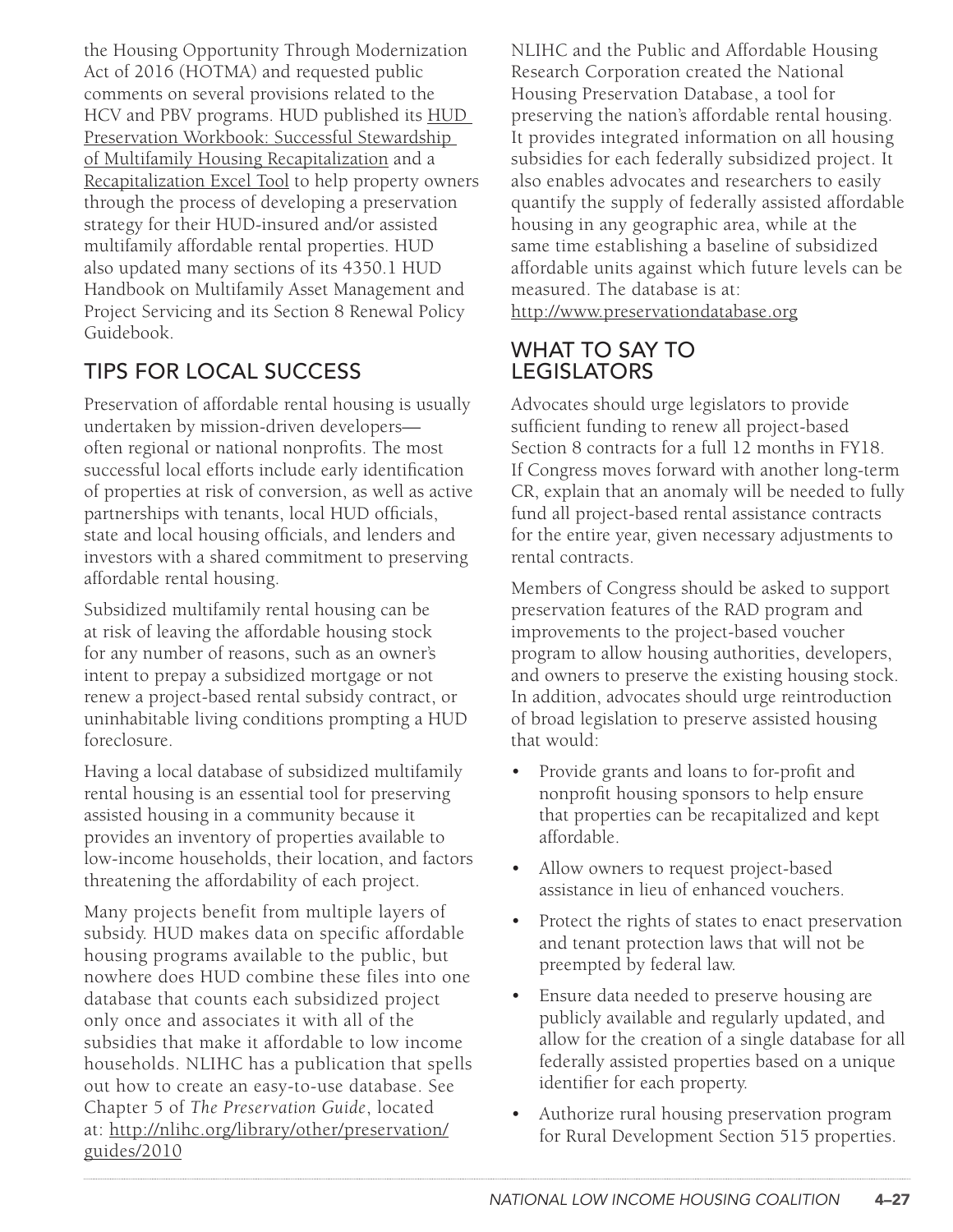the Housing Opportunity Through Modernization Act of 2016 (HOTMA) and requested public comments on several provisions related to the HCV and PBV programs. HUD published its HUD Preservation Workbook: Successful Stewardship of Multifamily Housing Recapitalization and a Recapitalization Excel Tool to help property owners through the process of developing a preservation strategy for their HUD-insured and/or assisted multifamily affordable rental properties. HUD also updated many sections of its 4350.1 HUD Handbook on Multifamily Asset Management and Project Servicing and its Section 8 Renewal Policy Guidebook.

## TIPS FOR LOCAL SUCCESS

Preservation of affordable rental housing is usually undertaken by mission-driven developers—often regional or national nonprofits. The most successful local efforts include early identification of properties at risk of conversion, as well as active partnerships with tenants, local HUD officials, state and local housing officials, and lenders and investors with a shared commitment to preserving affordable rental housing.

Subsidized multifamily rental housing can be at risk of leaving the affordable housing stock for any number of reasons, such as an owner's intent to prepay a subsidized mortgage or not renew a project-based rental subsidy contract, or uninhabitable living conditions prompting a HUD foreclosure.

Having a local database of subsidized multifamily rental housing is an essential tool for preserving assisted housing in a community because it provides an inventory of properties available to low-income households, their location, and factors threatening the affordability of each project.

Many projects benefit from multiple layers of subsidy. HUD makes data on specific affordable housing programs available to the public, but nowhere does HUD combine these files into one database that counts each subsidized project only once and associates it with all of the subsidies that make it affordable to low income households. NLIHC has a publication that spells out how to create an easy-to-use database. See Chapter 5 of *The Preservation Guide*, located at: http://nlihc.org/library/other/preservation/guides/2010

NLIHC and the Public and Affordable Housing Research Corporation created the National Housing Preservation Database, a tool for preserving the nation's affordable rental housing. It provides integrated information on all housing subsidies for each federally subsidized project. It also enables advocates and researchers to easily quantify the supply of federally assisted affordable housing in any geographic area, while at the same time establishing a baseline of subsidized affordable units against which future levels can be measured. The database is at: http://www.preservationdatabase.org

## WHAT TO SAY TO LEGISLATORS

Advocates should urge legislators to provide sufficient funding to renew all project-based Section 8 contracts for a full 12 months in FY18. If Congress moves forward with another long-term CR, explain that an anomaly will be needed to fully fund all project-based rental assistance contracts for the entire year, given necessary adjustments to rental contracts.

Members of Congress should be asked to support preservation features of the RAD program and improvements to the project-based voucher program to allow housing authorities, developers, and owners to preserve the existing housing stock. In addition, advocates should urge reintroduction of broad legislation to preserve assisted housing that would:

- Provide grants and loans to for-profit and nonprofit housing sponsors to help ensure that properties can be recapitalized and kept affordable.
- Allow owners to request project-based assistance in lieu of enhanced vouchers.
- Protect the rights of states to enact preservation and tenant protection laws that will not be preempted by federal law.
- Ensure data needed to preserve housing are publicly available and regularly updated, and allow for the creation of a single database for all federally assisted properties based on a unique identifier for each property.
- Authorize rural housing preservation program for Rural Development Section 515 properties.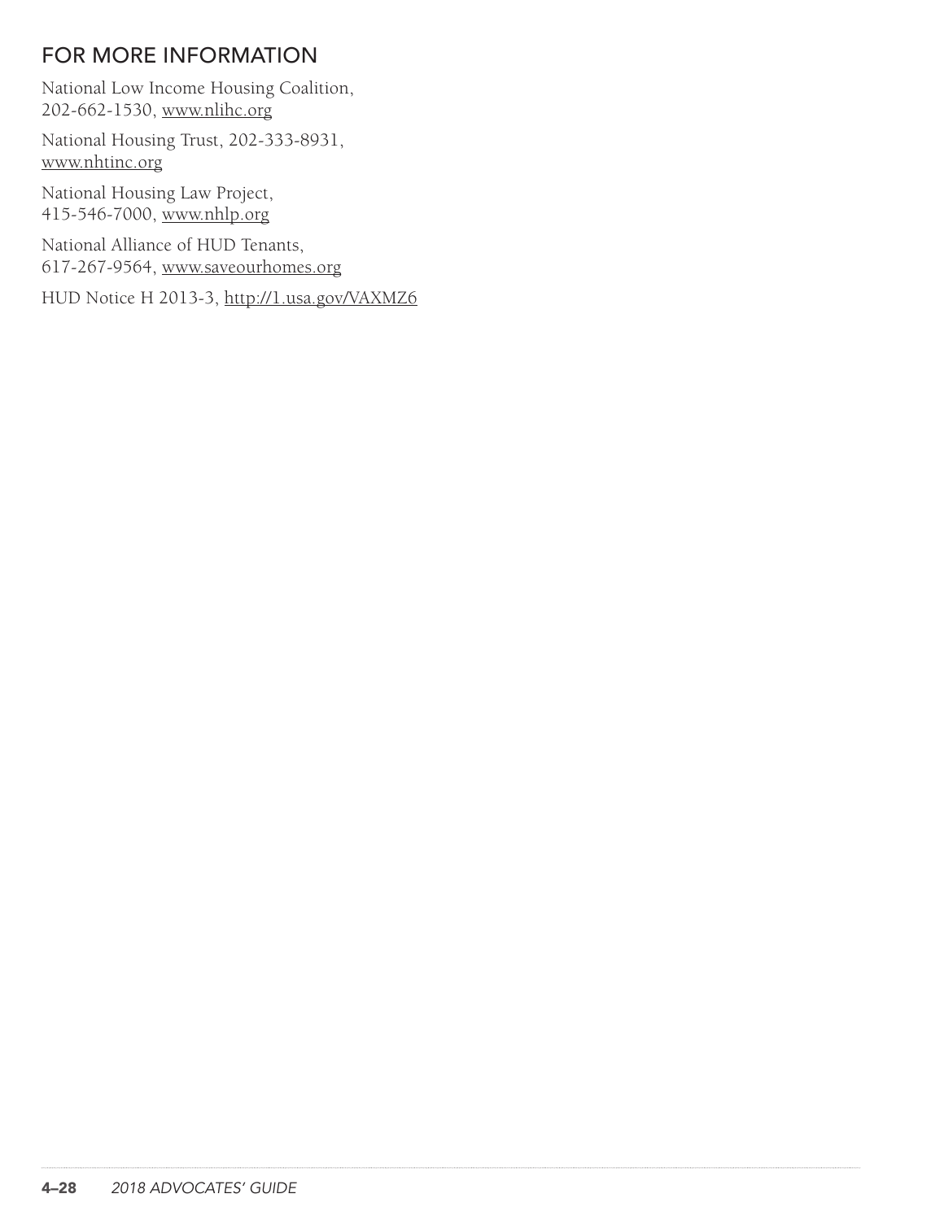## FOR MORE INFORMATION

National Low Income Housing Coalition, 202-662-1530, www.nlihc.org

National Housing Trust, 202-333-8931, www.nhtinc.org

National Housing Law Project, 415-546-7000, www.nhlp.org

National Alliance of HUD Tenants, 617-267-9564, www.saveourhomes.org

HUD Notice H 2013-3, http://1.usa.gov/VAXMZ6